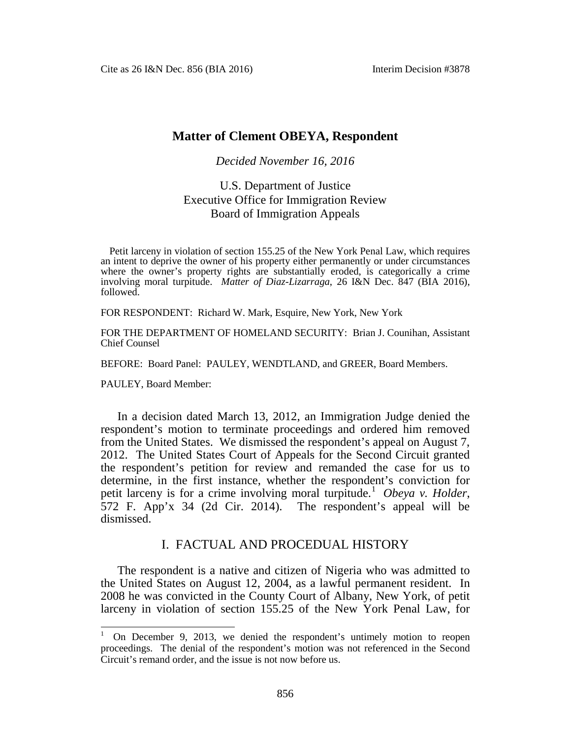# Matter of Clement OBEYA, Respondent

*Decided November 16, 2016*

U.S. Department of Justice
Executive Office for Immigration Review
Board of Immigration Appeals

Petit larceny in violation of section 155.25 of the New York Penal Law, which requires an intent to deprive the owner of his property either permanently or under circumstances where the owner's property rights are substantially eroded, is categorically a crime involving moral turpitude. *Matter of Diaz-Lizarraga*, 26 I&N Dec. 847 (BIA 2016), followed.

FOR RESPONDENT: Richard W. Mark, Esquire, New York, New York

FOR THE DEPARTMENT OF HOMELAND SECURITY: Brian J. Counihan, Assistant Chief Counsel

BEFORE: Board Panel: PAULEY, WENDTLAND, and GREER, Board Members.

PAULEY, Board Member:

In a decision dated March 13, 2012, an Immigration Judge denied the respondent's motion to terminate proceedings and ordered him removed from the United States. We dismissed the respondent's appeal on August 7, 2012. The United States Court of Appeals for the Second Circuit granted the respondent's petition for review and remanded the case for us to determine, in the first instance, whether the respondent's conviction for petit larceny is for a crime involving moral turpitude.[1] *Obeya v. Holder*, 572 F. App'x 34 (2d Cir. 2014). The respondent's appeal will be dismissed.

## I. FACTUAL AND PROCEDUAL HISTORY

The respondent is a native and citizen of Nigeria who was admitted to the United States on August 12, 2004, as a lawful permanent resident. In 2008 he was convicted in the County Court of Albany, New York, of petit larceny in violation of section 155.25 of the New York Penal Law, for

[1] On December 9, 2013, we denied the respondent's untimely motion to reopen proceedings. The denial of the respondent's motion was not referenced in the Second Circuit's remand order, and the issue is not now before us.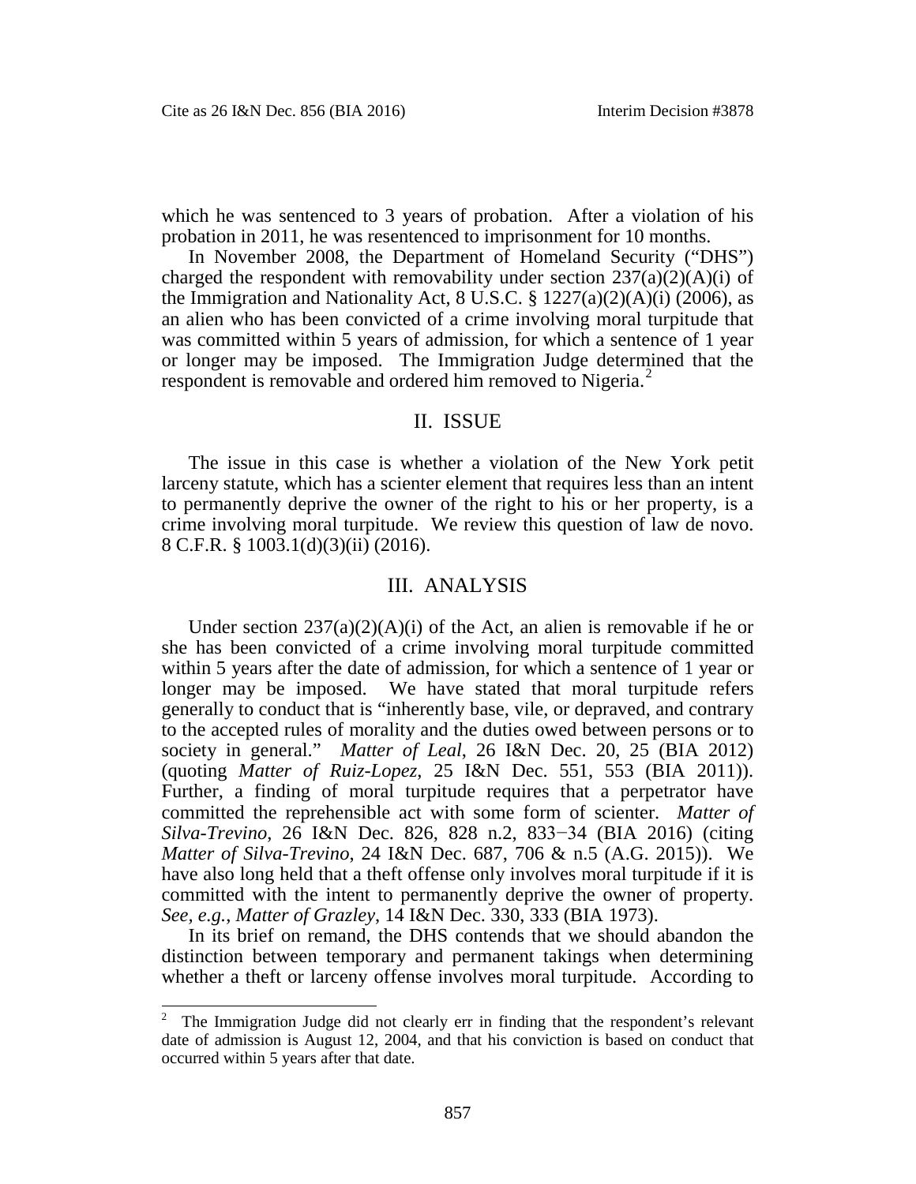which he was sentenced to 3 years of probation. After a violation of his probation in 2011, he was resentenced to imprisonment for 10 months.

In November 2008, the Department of Homeland Security ("DHS") charged the respondent with removability under section 237(a)(2)(A)(i) of the Immigration and Nationality Act, 8 U.S.C. § 1227(a)(2)(A)(i) (2006), as an alien who has been convicted of a crime involving moral turpitude that was committed within 5 years of admission, for which a sentence of 1 year or longer may be imposed. The Immigration Judge determined that the respondent is removable and ordered him removed to Nigeria.[2]

## II. ISSUE

The issue in this case is whether a violation of the New York petit larceny statute, which has a scienter element that requires less than an intent to permanently deprive the owner of the right to his or her property, is a crime involving moral turpitude. We review this question of law de novo. 8 C.F.R. § 1003.1(d)(3)(ii) (2016).

## III. ANALYSIS

Under section 237(a)(2)(A)(i) of the Act, an alien is removable if he or she has been convicted of a crime involving moral turpitude committed within 5 years after the date of admission, for which a sentence of 1 year or longer may be imposed. We have stated that moral turpitude refers generally to conduct that is "inherently base, vile, or depraved, and contrary to the accepted rules of morality and the duties owed between persons or to society in general." *Matter of Leal*, 26 I&N Dec. 20, 25 (BIA 2012) (quoting *Matter of Ruiz-Lopez*, 25 I&N Dec. 551, 553 (BIA 2011)). Further, a finding of moral turpitude requires that a perpetrator have committed the reprehensible act with some form of scienter. *Matter of Silva-Trevino*, 26 I&N Dec. 826, 828 n.2, 833−34 (BIA 2016) (citing *Matter of Silva-Trevino*, 24 I&N Dec. 687, 706 & n.5 (A.G. 2015)). We have also long held that a theft offense only involves moral turpitude if it is committed with the intent to permanently deprive the owner of property. *See, e.g.*, *Matter of Grazley*, 14 I&N Dec. 330, 333 (BIA 1973).

In its brief on remand, the DHS contends that we should abandon the distinction between temporary and permanent takings when determining whether a theft or larceny offense involves moral turpitude. According to

---

[2] The Immigration Judge did not clearly err in finding that the respondent's relevant date of admission is August 12, 2004, and that his conviction is based on conduct that occurred within 5 years after that date.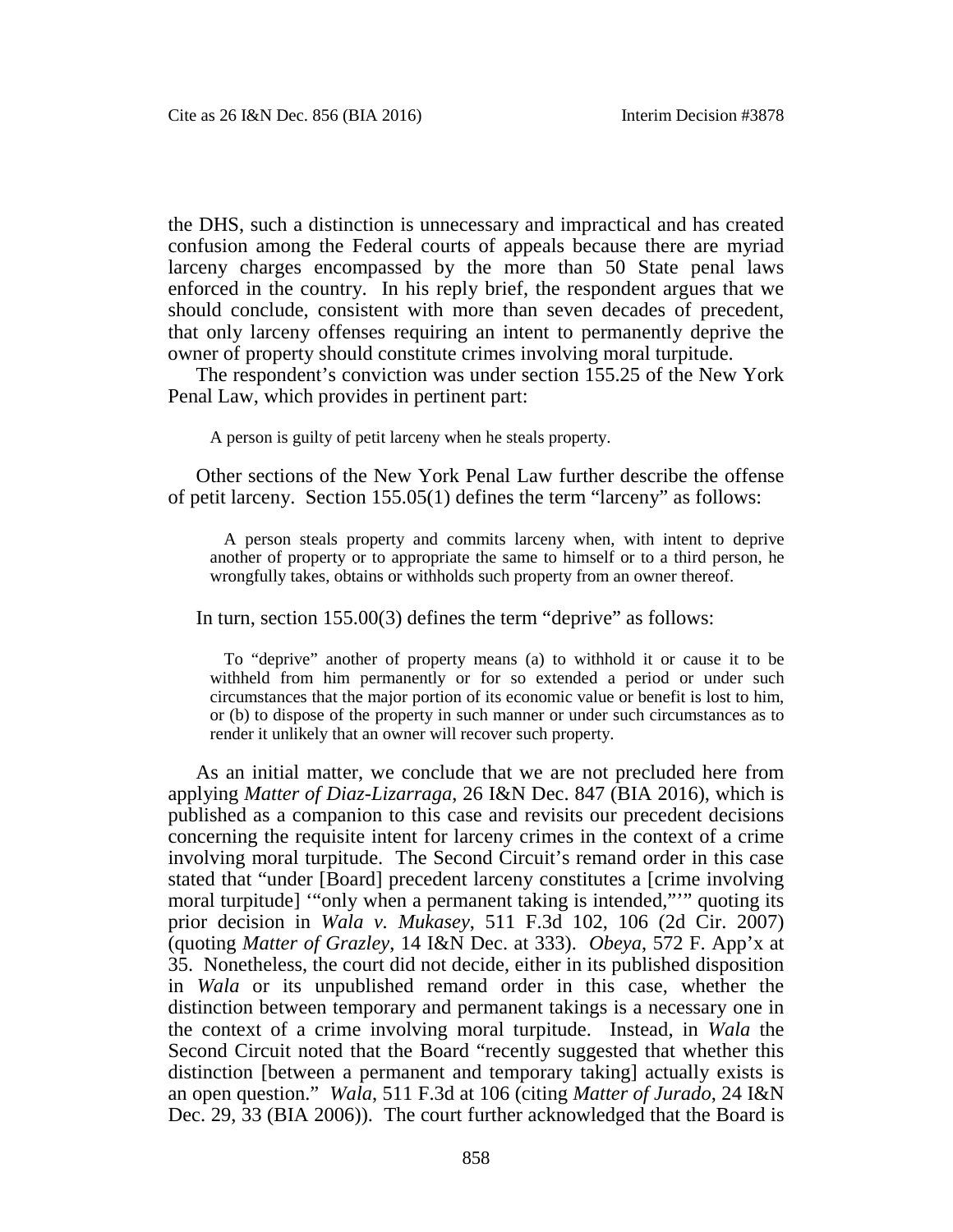the DHS, such a distinction is unnecessary and impractical and has created confusion among the Federal courts of appeals because there are myriad larceny charges encompassed by the more than 50 State penal laws enforced in the country. In his reply brief, the respondent argues that we should conclude, consistent with more than seven decades of precedent, that only larceny offenses requiring an intent to permanently deprive the owner of property should constitute crimes involving moral turpitude.

The respondent's conviction was under section 155.25 of the New York Penal Law, which provides in pertinent part:

> A person is guilty of petit larceny when he steals property.

Other sections of the New York Penal Law further describe the offense of petit larceny. Section 155.05(1) defines the term "larceny" as follows:

> A person steals property and commits larceny when, with intent to deprive another of property or to appropriate the same to himself or to a third person, he wrongfully takes, obtains or withholds such property from an owner thereof.

In turn, section 155.00(3) defines the term "deprive" as follows:

> To "deprive" another of property means (a) to withhold it or cause it to be withheld from him permanently or for so extended a period or under such circumstances that the major portion of its economic value or benefit is lost to him, or (b) to dispose of the property in such manner or under such circumstances as to render it unlikely that an owner will recover such property.

As an initial matter, we conclude that we are not precluded here from applying *Matter of Diaz-Lizarraga*, 26 I&N Dec. 847 (BIA 2016), which is published as a companion to this case and revisits our precedent decisions concerning the requisite intent for larceny crimes in the context of a crime involving moral turpitude. The Second Circuit's remand order in this case stated that "under [Board] precedent larceny constitutes a [crime involving moral turpitude] '"only when a permanent taking is intended,"'" quoting its prior decision in *Wala v. Mukasey*, 511 F.3d 102, 106 (2d Cir. 2007) (quoting *Matter of Grazley*, 14 I&N Dec. at 333). *Obeya*, 572 F. App'x at 35. Nonetheless, the court did not decide, either in its published disposition in *Wala* or its unpublished remand order in this case, whether the distinction between temporary and permanent takings is a necessary one in the context of a crime involving moral turpitude. Instead, in *Wala* the Second Circuit noted that the Board "recently suggested that whether this distinction [between a permanent and temporary taking] actually exists is an open question." *Wala*, 511 F.3d at 106 (citing *Matter of Jurado*, 24 I&N Dec. 29, 33 (BIA 2006)). The court further acknowledged that the Board is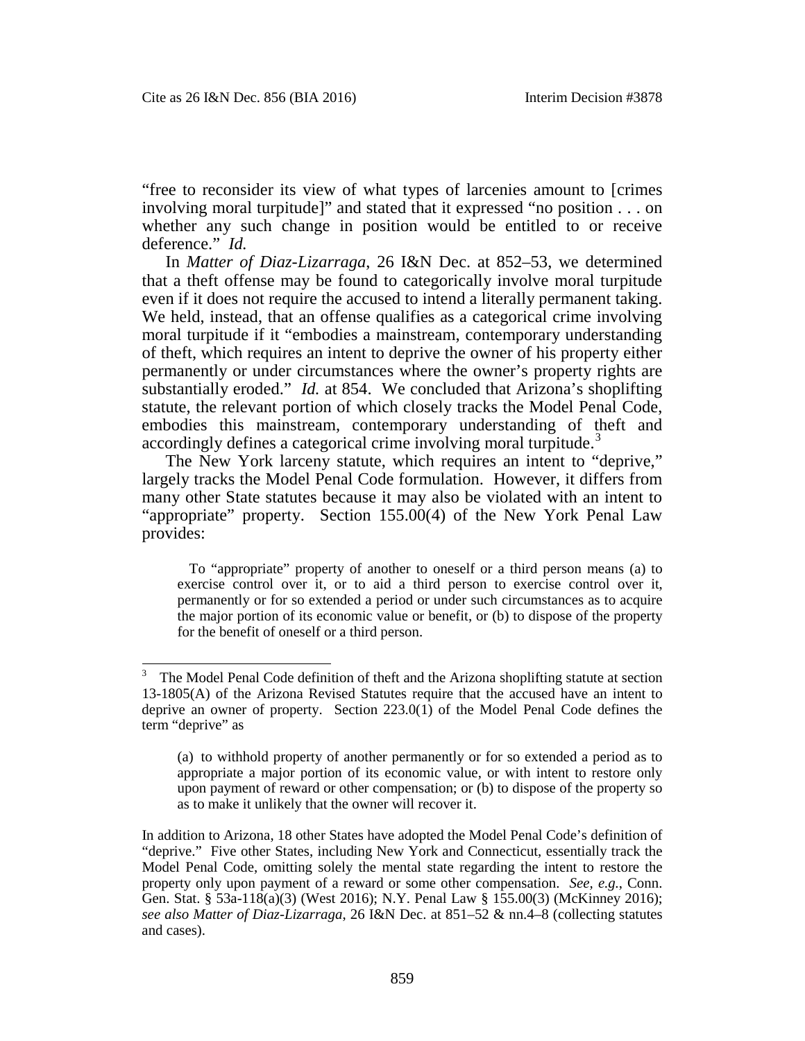"free to reconsider its view of what types of larcenies amount to [crimes involving moral turpitude]" and stated that it expressed "no position . . . on whether any such change in position would be entitled to or receive deference." *Id.*

In *Matter of Diaz-Lizarraga*, 26 I&N Dec. at 852–53, we determined that a theft offense may be found to categorically involve moral turpitude even if it does not require the accused to intend a literally permanent taking. We held, instead, that an offense qualifies as a categorical crime involving moral turpitude if it "embodies a mainstream, contemporary understanding of theft, which requires an intent to deprive the owner of his property either permanently or under circumstances where the owner's property rights are substantially eroded." *Id.* at 854. We concluded that Arizona's shoplifting statute, the relevant portion of which closely tracks the Model Penal Code, embodies this mainstream, contemporary understanding of theft and accordingly defines a categorical crime involving moral turpitude.[3]

The New York larceny statute, which requires an intent to "deprive," largely tracks the Model Penal Code formulation. However, it differs from many other State statutes because it may also be violated with an intent to "appropriate" property. Section 155.00(4) of the New York Penal Law provides:

> To "appropriate" property of another to oneself or a third person means (a) to exercise control over it, or to aid a third person to exercise control over it, permanently or for so extended a period or under such circumstances as to acquire the major portion of its economic value or benefit, or (b) to dispose of the property for the benefit of oneself or a third person.

---

[3] The Model Penal Code definition of theft and the Arizona shoplifting statute at section 13-1805(A) of the Arizona Revised Statutes require that the accused have an intent to deprive an owner of property. Section 223.0(1) of the Model Penal Code defines the term "deprive" as

> (a) to withhold property of another permanently or for so extended a period as to appropriate a major portion of its economic value, or with intent to restore only upon payment of reward or other compensation; or (b) to dispose of the property so as to make it unlikely that the owner will recover it.

In addition to Arizona, 18 other States have adopted the Model Penal Code's definition of "deprive." Five other States, including New York and Connecticut, essentially track the Model Penal Code, omitting solely the mental state regarding the intent to restore the property only upon payment of a reward or some other compensation. *See, e.g.*, Conn. Gen. Stat. § 53a-118(a)(3) (West 2016); N.Y. Penal Law § 155.00(3) (McKinney 2016); *see also Matter of Diaz-Lizarraga*, 26 I&N Dec. at 851–52 & nn.4–8 (collecting statutes and cases).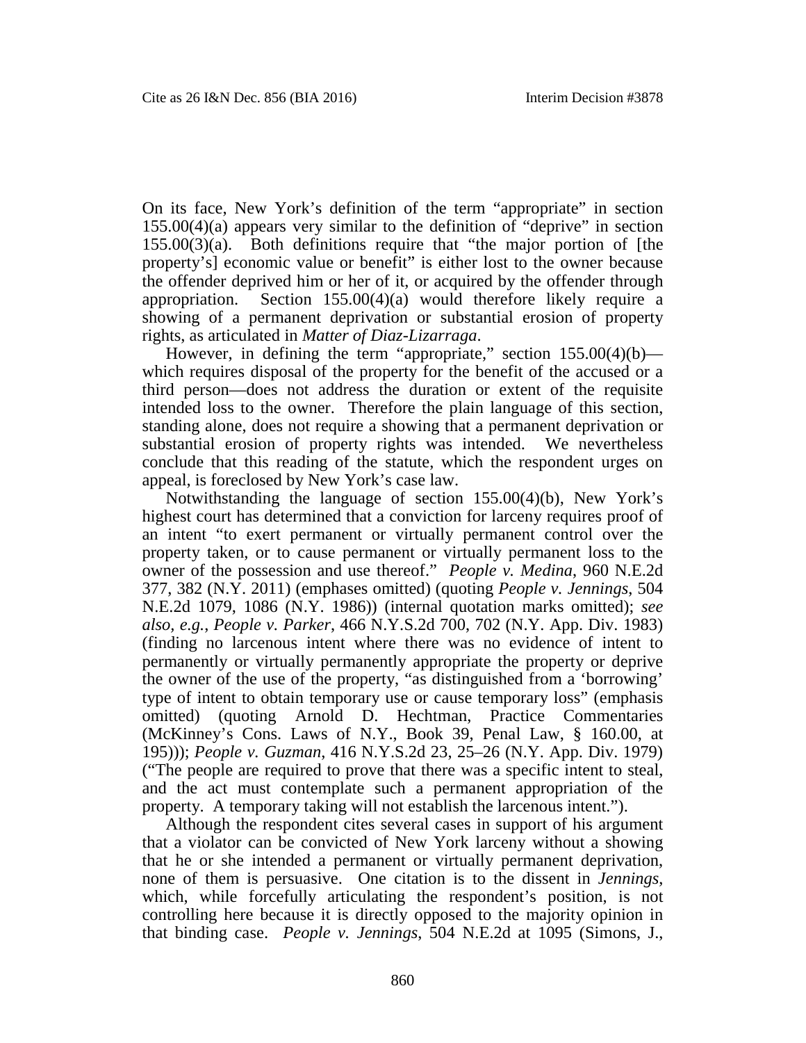On its face, New York's definition of the term "appropriate" in section 155.00(4)(a) appears very similar to the definition of "deprive" in section 155.00(3)(a). Both definitions require that "the major portion of [the property's] economic value or benefit" is either lost to the owner because the offender deprived him or her of it, or acquired by the offender through appropriation. Section 155.00(4)(a) would therefore likely require a showing of a permanent deprivation or substantial erosion of property rights, as articulated in *Matter of Diaz-Lizarraga*.

However, in defining the term "appropriate," section 155.00(4)(b)—which requires disposal of the property for the benefit of the accused or a third person—does not address the duration or extent of the requisite intended loss to the owner. Therefore the plain language of this section, standing alone, does not require a showing that a permanent deprivation or substantial erosion of property rights was intended. We nevertheless conclude that this reading of the statute, which the respondent urges on appeal, is foreclosed by New York's case law.

Notwithstanding the language of section 155.00(4)(b), New York's highest court has determined that a conviction for larceny requires proof of an intent "to exert permanent or virtually permanent control over the property taken, or to cause permanent or virtually permanent loss to the owner of the possession and use thereof." *People v. Medina*, 960 N.E.2d 377, 382 (N.Y. 2011) (emphases omitted) (quoting *People v. Jennings*, 504 N.E.2d 1079, 1086 (N.Y. 1986)) (internal quotation marks omitted); *see also, e.g.*, *People v. Parker*, 466 N.Y.S.2d 700, 702 (N.Y. App. Div. 1983) (finding no larcenous intent where there was no evidence of intent to permanently or virtually permanently appropriate the property or deprive the owner of the use of the property, "as distinguished from a 'borrowing' type of intent to obtain temporary use or cause temporary loss" (emphasis omitted) (quoting Arnold D. Hechtman, Practice Commentaries (McKinney's Cons. Laws of N.Y., Book 39, Penal Law, § 160.00, at 195))); *People v. Guzman*, 416 N.Y.S.2d 23, 25–26 (N.Y. App. Div. 1979) ("The people are required to prove that there was a specific intent to steal, and the act must contemplate such a permanent appropriation of the property. A temporary taking will not establish the larcenous intent.").

Although the respondent cites several cases in support of his argument that a violator can be convicted of New York larceny without a showing that he or she intended a permanent or virtually permanent deprivation, none of them is persuasive. One citation is to the dissent in *Jennings*, which, while forcefully articulating the respondent's position, is not controlling here because it is directly opposed to the majority opinion in that binding case. *People v. Jennings*, 504 N.E.2d at 1095 (Simons, J.,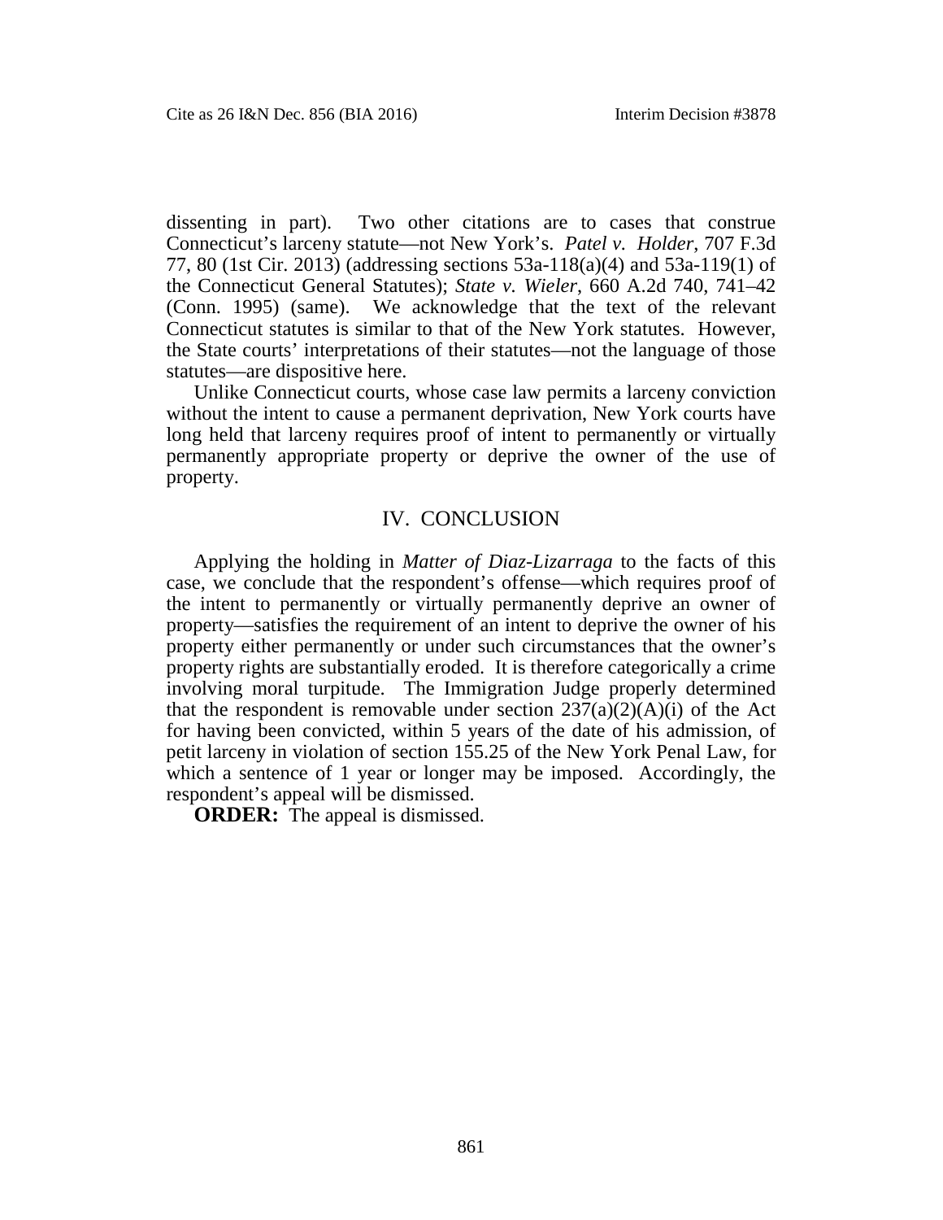dissenting in part). Two other citations are to cases that construe Connecticut's larceny statute—not New York's. *Patel v. Holder*, 707 F.3d 77, 80 (1st Cir. 2013) (addressing sections 53a-118(a)(4) and 53a-119(1) of the Connecticut General Statutes); *State v. Wieler*, 660 A.2d 740, 741–42 (Conn. 1995) (same). We acknowledge that the text of the relevant Connecticut statutes is similar to that of the New York statutes. However, the State courts' interpretations of their statutes—not the language of those statutes—are dispositive here.

Unlike Connecticut courts, whose case law permits a larceny conviction without the intent to cause a permanent deprivation, New York courts have long held that larceny requires proof of intent to permanently or virtually permanently appropriate property or deprive the owner of the use of property.

## IV. CONCLUSION

Applying the holding in *Matter of Diaz-Lizarraga* to the facts of this case, we conclude that the respondent's offense—which requires proof of the intent to permanently or virtually permanently deprive an owner of property—satisfies the requirement of an intent to deprive the owner of his property either permanently or under such circumstances that the owner's property rights are substantially eroded. It is therefore categorically a crime involving moral turpitude. The Immigration Judge properly determined that the respondent is removable under section 237(a)(2)(A)(i) of the Act for having been convicted, within 5 years of the date of his admission, of petit larceny in violation of section 155.25 of the New York Penal Law, for which a sentence of 1 year or longer may be imposed. Accordingly, the respondent's appeal will be dismissed.

**ORDER:** The appeal is dismissed.